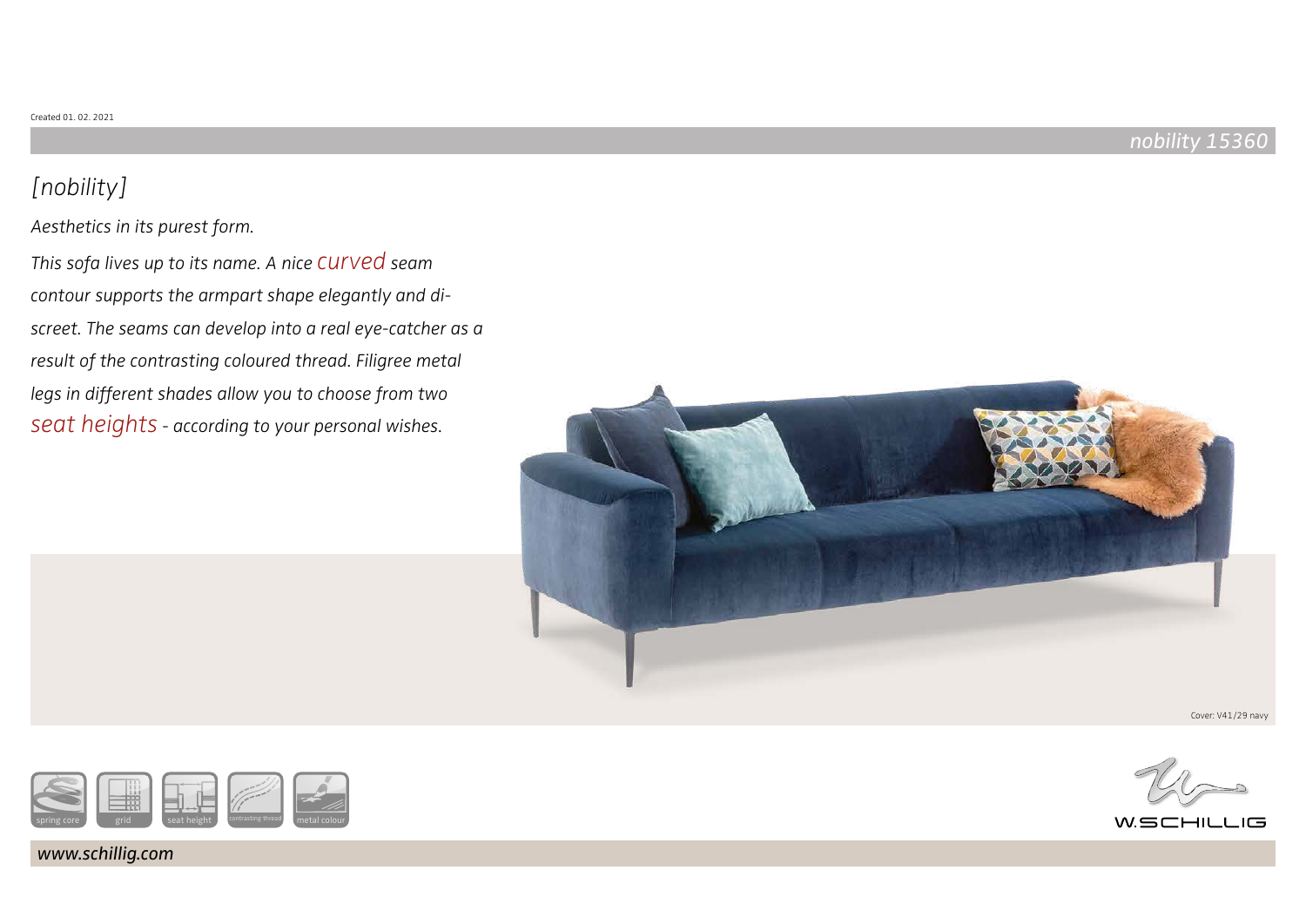Created 01. 02. 2021

nobility 15360

# [nobility]

*Aesthetics in its purest form.*

*This sofa lives up to its name. A nice curved seam contour supports the armpart shape elegantly and discreet. The seams can develop into a real eye-catcher as a result of the contrasting coloured thread. Filigree metal legs in different shades allow you to choose from two seat heights - according to your personal wishes.*

Cover: V41/29 navy

spring core | grid | seat height | contrasting thread | metal colour

W.SCHILLIG

*www.schillig.com*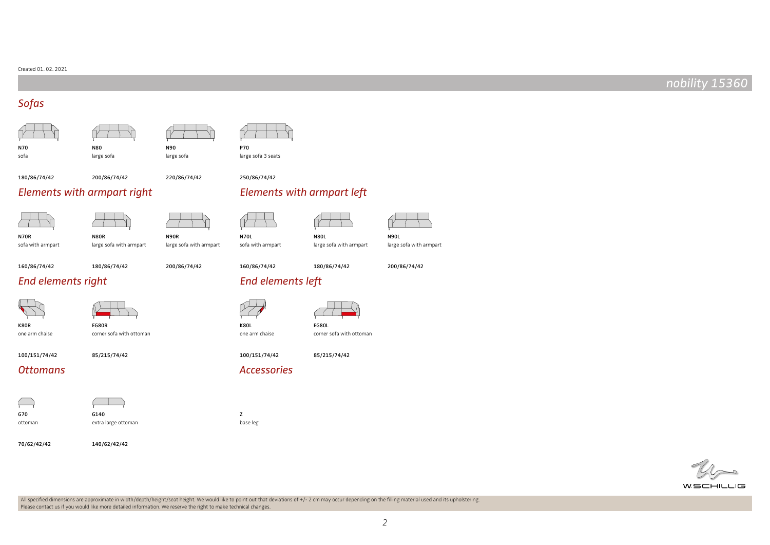Created 01. 02. 2021

# nobility 15360

## Sofas

| N70 | N80 | N90 | P70 |
|---|---|---|---|
| sofa | large sofa | large sofa | large sofa 3 seats |
| 180/86/74/42 | 200/86/74/42 | 220/86/74/42 | 250/86/74/42 |

## Elements with armpart right

| N70R | N80R | N90R |
|---|---|---|
| sofa with armpart | large sofa with armpart | large sofa with armpart |
| 160/86/74/42 | 180/86/74/42 | 200/86/74/42 |

## Elements with armpart left

| N70L | N80L | N90L |
|---|---|---|
| sofa with armpart | large sofa with armpart | large sofa with armpart |
| 160/86/74/42 | 180/86/74/42 | 200/86/74/42 |

## End elements right

| K80R | EG80R |
|---|---|
| one arm chaise | corner sofa with ottoman |
| 100/151/74/42 | 85/215/74/42 |

## End elements left

| K80L | EG80L |
|---|---|
| one arm chaise | corner sofa with ottoman |
| 100/151/74/42 | 85/215/74/42 |

## Ottomans

| G70 | G140 |
|---|---|
| ottoman | extra large ottoman |
| 70/62/42/42 | 140/62/42/42 |

## Accessories

| Z |
|---|
| base leg |

W.SCHILLIG

All specified dimensions are approximate in width/depth/height/seat height. We would like to point out that deviations of +/- 2 cm may occur depending on the filling material used and its upholstering.
Please contact us if you would like more detailed information. We reserve the right to make technical changes.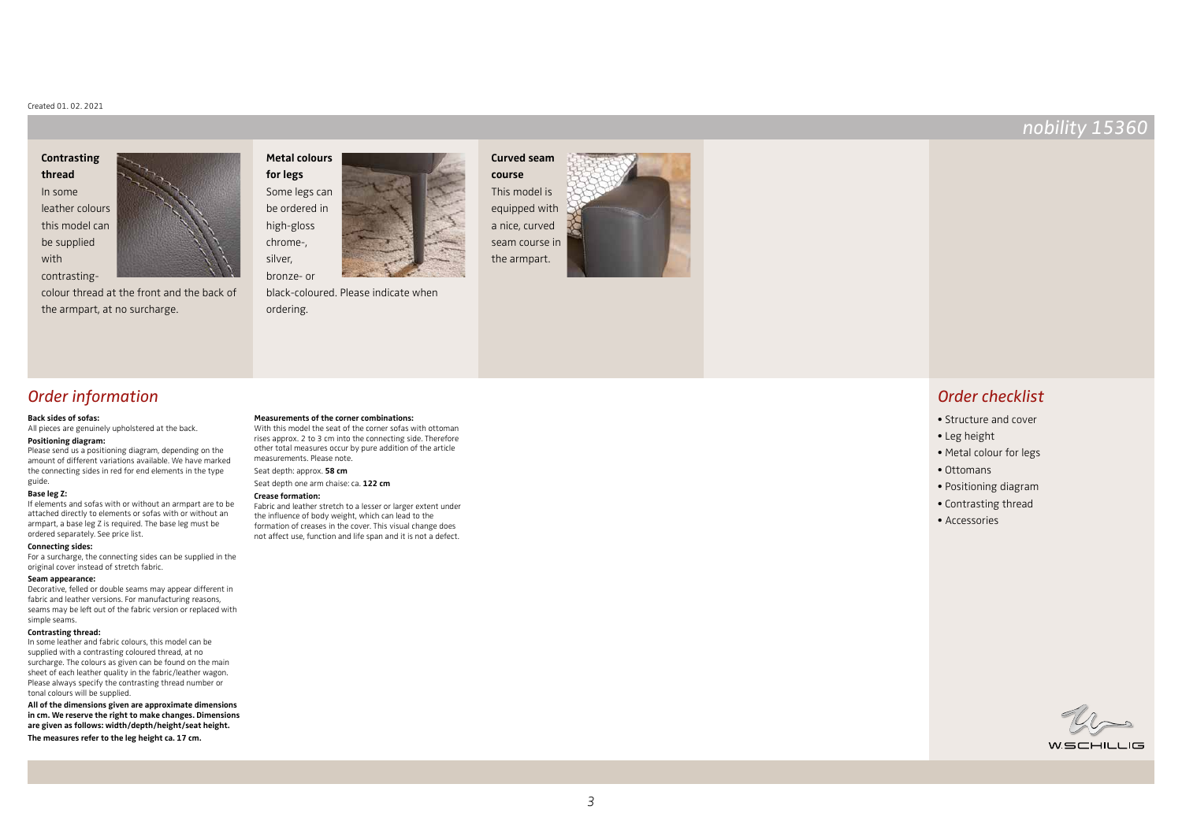Created 01. 02. 2021

# nobility 15360

**Contrasting thread**

In some leather colours this model can be supplied with contrasting-colour thread at the front and the back of the armpart, at no surcharge.

**Metal colours for legs**

Some legs can be ordered in high-gloss chrome-, silver, bronze- or black-coloured. Please indicate when ordering.

**Curved seam course**

This model is equipped with a nice, curved seam course in the armpart.

## Order information

**Back sides of sofas:**
All pieces are genuinely upholstered at the back.

**Positioning diagram:**
Please send us a positioning diagram, depending on the amount of different variations available. We have marked the connecting sides in red for end elements in the type guide.

**Base leg Z:**
If elements and sofas with or without an armpart are to be attached directly to elements or sofas with or without an armpart, a base leg Z is required. The base leg must be ordered separately. See price list.

**Connecting sides:**
For a surcharge, the connecting sides can be supplied in the original cover instead of stretch fabric.

**Seam appearance:**
Decorative, felled or double seams may appear different in fabric and leather versions. For manufacturing reasons, seams may be left out of the fabric version or replaced with simple seams.

**Contrasting thread:**
In some leather and fabric colours, this model can be supplied with a contrasting coloured thread, at no surcharge. The colours as given can be found on the main sheet of each leather quality in the fabric/leather wagon. Please always specify the contrasting thread number or tonal colours will be supplied.

**All of the dimensions given are approximate dimensions in cm. We reserve the right to make changes. Dimensions are given as follows: width/depth/height/seat height.**

**The measures refer to the leg height ca. 17 cm.**

**Measurements of the corner combinations:**
With this model the seat of the corner sofas with ottoman rises approx. 2 to 3 cm into the connecting side. Therefore other total measures occur by pure addition of the article measurements. Please note.

Seat depth: approx. **58 cm**

Seat depth one arm chaise: ca. **122 cm**

**Crease formation:**
Fabric and leather stretch to a lesser or larger extent under the influence of body weight, which can lead to the formation of creases in the cover. This visual change does not affect use, function and life span and it is not a defect.

## Order checklist

- Structure and cover
- Leg height
- Metal colour for legs
- Ottomans
- Positioning diagram
- Contrasting thread
- Accessories

W.SCHILLIG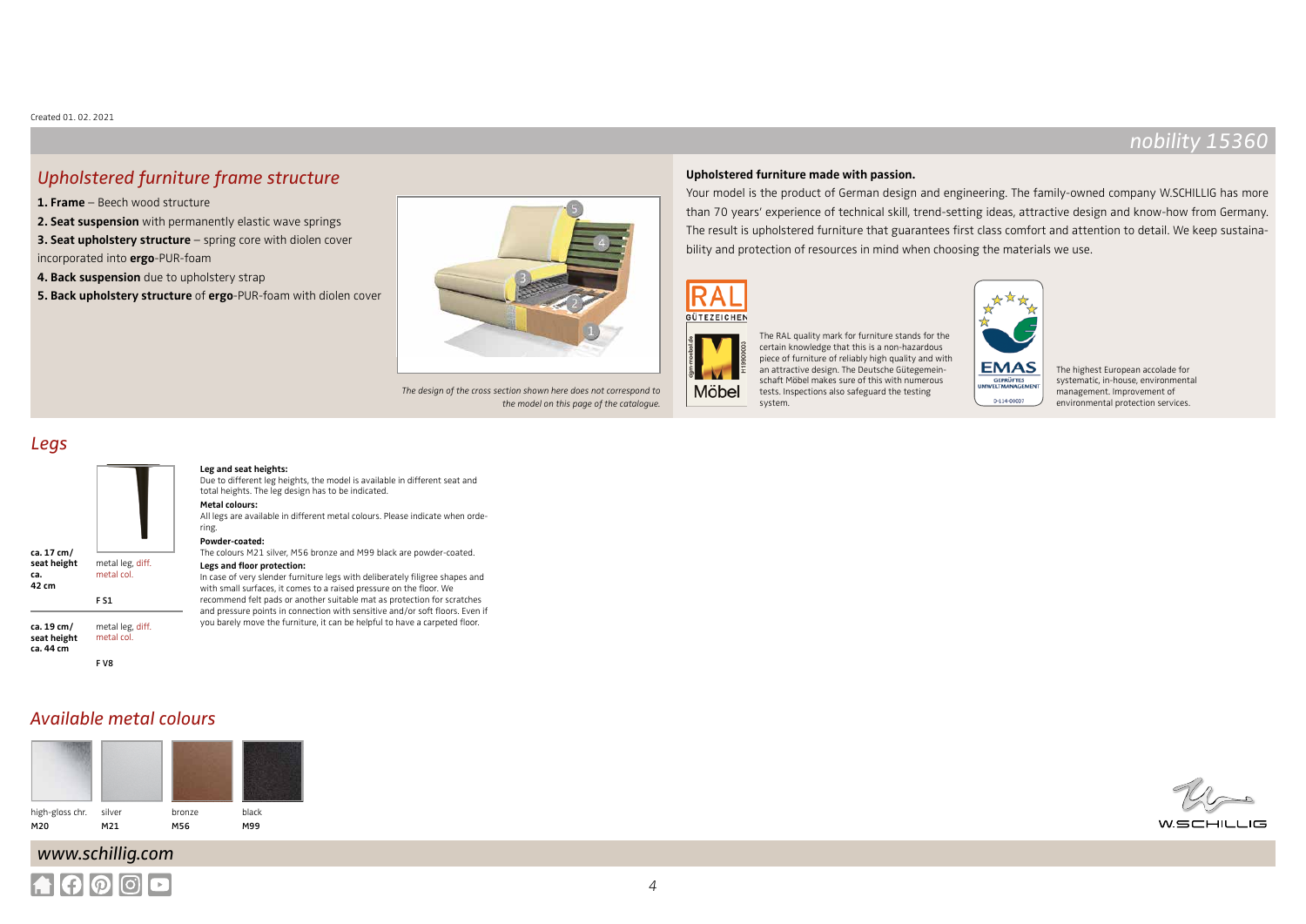Created 01. 02. 2021

# nobility 15360

## Upholstered furniture frame structure

**1. Frame** – Beech wood structure
**2. Seat suspension** with permanently elastic wave springs
**3. Seat upholstery structure** – spring core with diolen cover incorporated into **ergo**-PUR-foam
**4. Back suspension** due to upholstery strap
**5. Back upholstery structure** of **ergo**-PUR-foam with diolen cover

*The design of the cross section shown here does not correspond to the model on this page of the catalogue.*

**Upholstered furniture made with passion.**

Your model is the product of German design and engineering. The family-owned company W.SCHILLIG has more than 70 years' experience of technical skill, trend-setting ideas, attractive design and know-how from Germany. The result is upholstered furniture that guarantees first class comfort and attention to detail. We keep sustainability and protection of resources in mind when choosing the materials we use.

The RAL quality mark for furniture stands for the certain knowledge that this is a non-hazardous piece of furniture of reliably high quality and with an attractive design. The Deutsche Gütegemeinschaft Möbel makes sure of this with numerous tests. Inspections also safeguard the testing system.

The highest European accolade for systematic, in-house, environmental management. Improvement of environmental protection services.

## Legs

| Height | Description | Code |
|---|---|---|
| ca. 17 cm/ seat height ca. 42 cm | metal leg, diff. metal col. | F S1 |
| ca. 19 cm/ seat height ca. 44 cm | metal leg, diff. metal col. | F V8 |

**Leg and seat heights:**
Due to different leg heights, the model is available in different seat and total heights. The leg design has to be indicated.

**Metal colours:**
All legs are available in different metal colours. Please indicate when ordering.

**Powder-coated:**
The colours M21 silver, M56 bronze and M99 black are powder-coated.

**Legs and floor protection:**
In case of very slender furniture legs with deliberately filigree shapes and with small surfaces, it comes to a raised pressure on the floor. We recommend felt pads or another suitable mat as protection for scratches and pressure points in connection with sensitive and/or soft floors. Even if you barely move the furniture, it can be helpful to have a carpeted floor.

## Available metal colours

| high-gloss chr. | silver | bronze | black |
|---|---|---|---|
| M20 | M21 | M56 | M99 |

www.schillig.com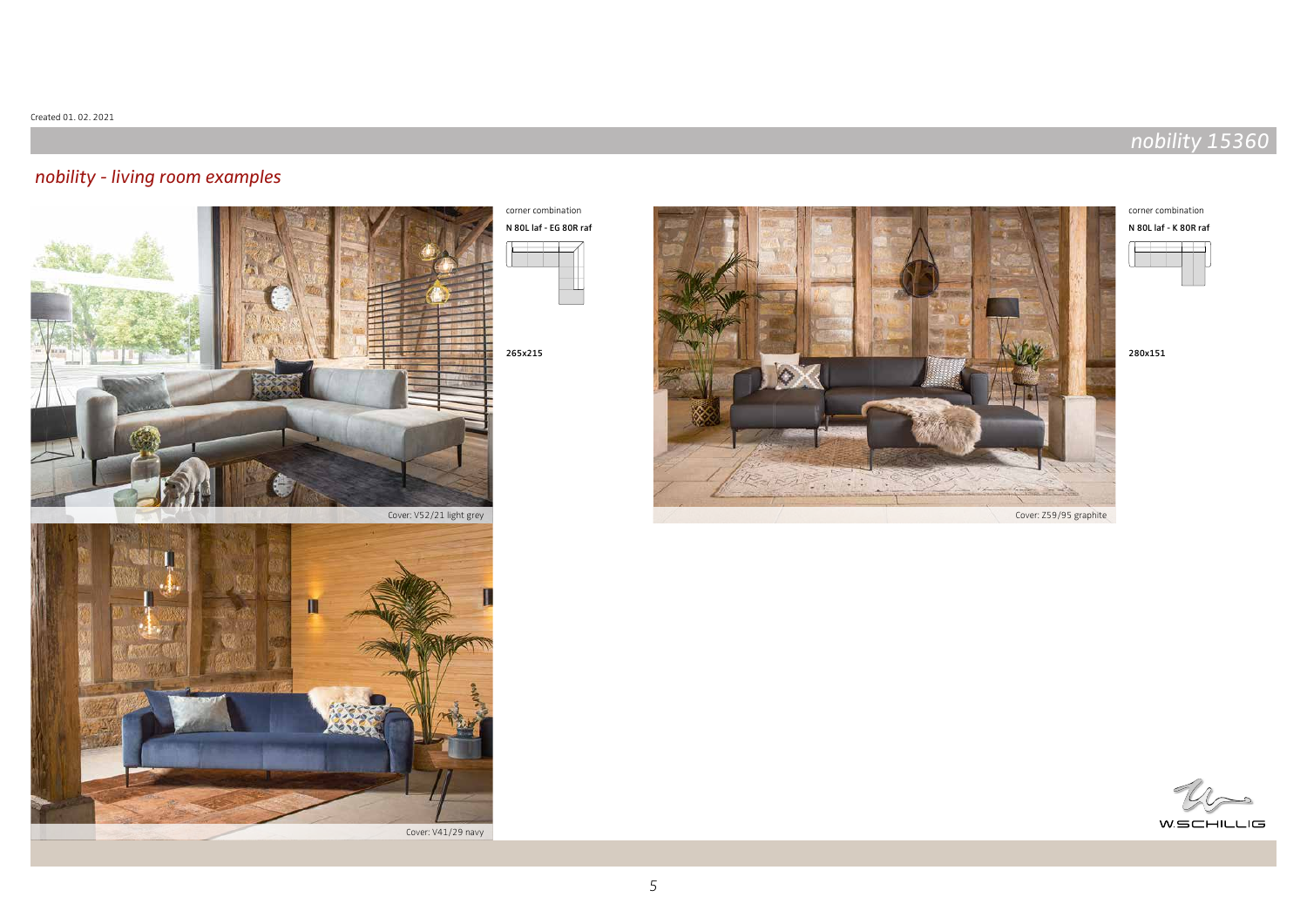Created 01. 02. 2021

## nobility 15360

### *nobility - living room examples*

Cover: V52/21 light grey

corner combination

**N 80L laf - EG 80R raf**

**265x215**

Cover: V41/29 navy

Cover: Z59/95 graphite

corner combination

**N 80L laf - K 80R raf**

**280x151**

W.SCHILLIG